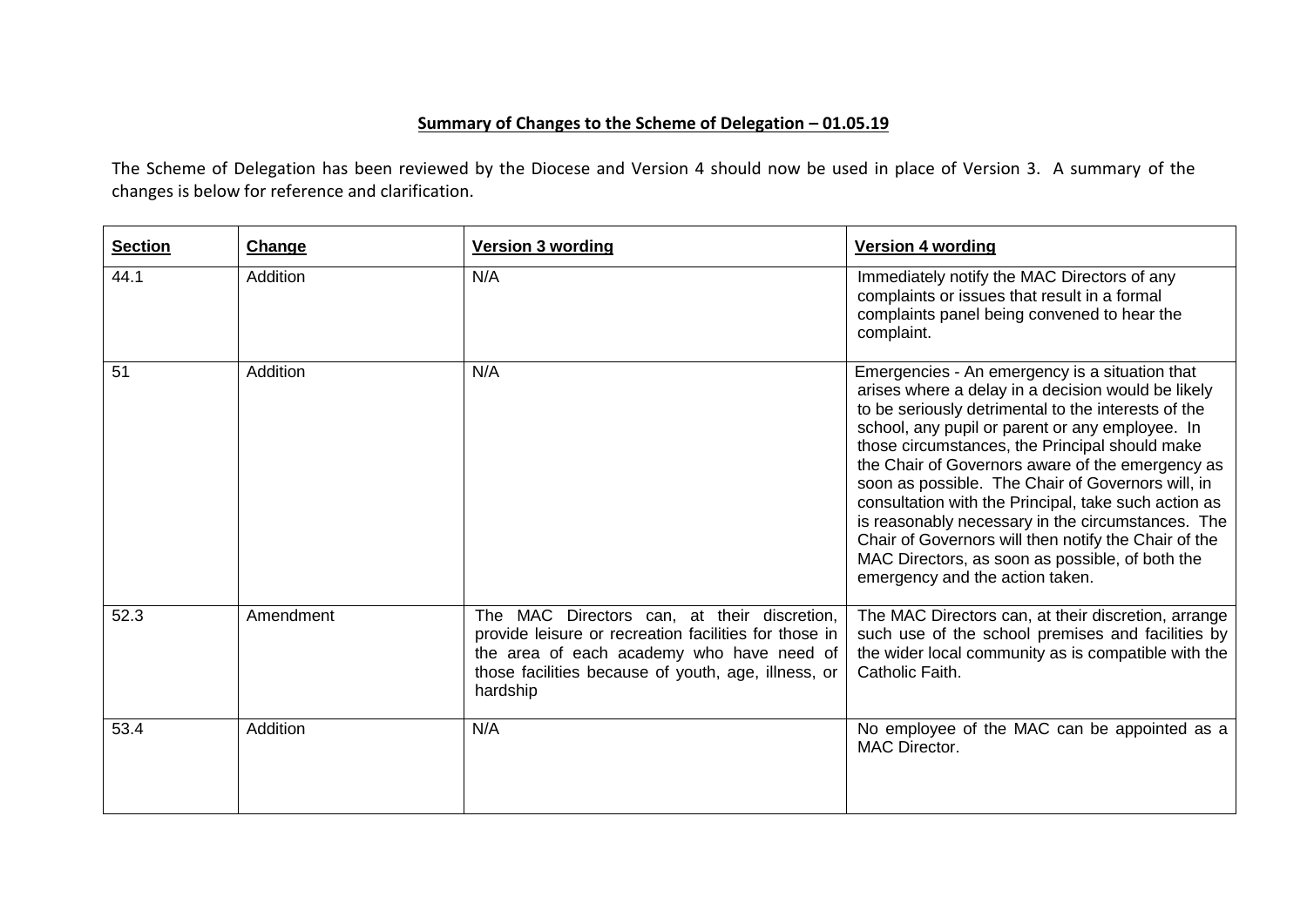**Summary of Changes to the Scheme of Delegation – 01.05.19**

The Scheme of Delegation has been reviewed by the Diocese and Version 4 should now be used in place of Version 3. A summary of the changes is below for reference and clarification.

| **Section** | **Change** | **Version 3 wording** | **Version 4 wording** |
|---|---|---|---|
| 44.1 | Addition | N/A | Immediately notify the MAC Directors of any complaints or issues that result in a formal complaints panel being convened to hear the complaint. |
| 51 | Addition | N/A | Emergencies - An emergency is a situation that arises where a delay in a decision would be likely to be seriously detrimental to the interests of the school, any pupil or parent or any employee. In those circumstances, the Principal should make the Chair of Governors aware of the emergency as soon as possible. The Chair of Governors will, in consultation with the Principal, take such action as is reasonably necessary in the circumstances. The Chair of Governors will then notify the Chair of the MAC Directors, as soon as possible, of both the emergency and the action taken. |
| 52.3 | Amendment | The MAC Directors can, at their discretion, provide leisure or recreation facilities for those in the area of each academy who have need of those facilities because of youth, age, illness, or hardship | The MAC Directors can, at their discretion, arrange such use of the school premises and facilities by the wider local community as is compatible with the Catholic Faith. |
| 53.4 | Addition | N/A | No employee of the MAC can be appointed as a MAC Director. |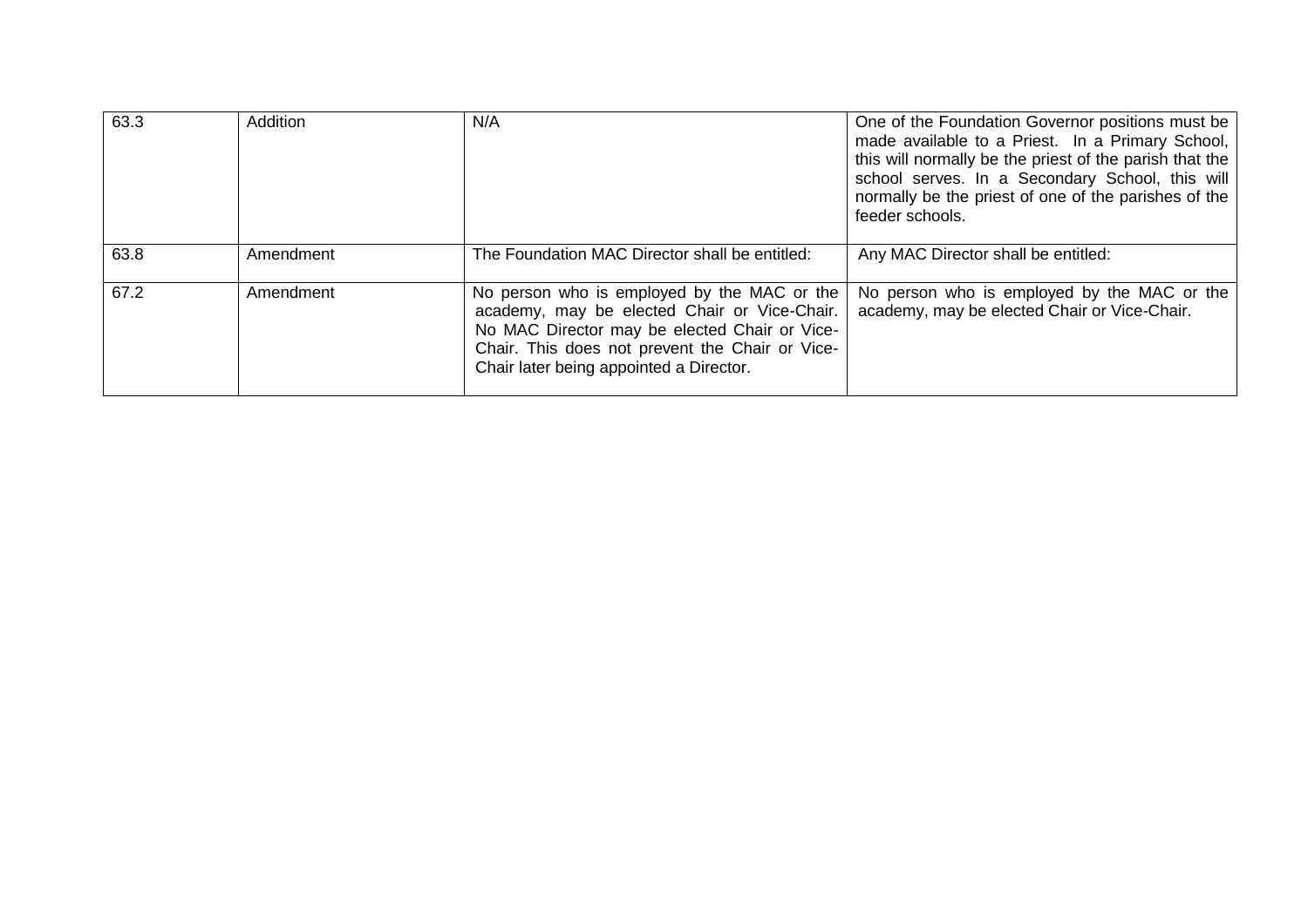| | | | |
|---|---|---|---|
| 63.3 | Addition | N/A | One of the Foundation Governor positions must be made available to a Priest. In a Primary School, this will normally be the priest of the parish that the school serves. In a Secondary School, this will normally be the priest of one of the parishes of the feeder schools. |
| 63.8 | Amendment | The Foundation MAC Director shall be entitled: | Any MAC Director shall be entitled: |
| 67.2 | Amendment | No person who is employed by the MAC or the academy, may be elected Chair or Vice-Chair. No MAC Director may be elected Chair or Vice-Chair. This does not prevent the Chair or Vice-Chair later being appointed a Director. | No person who is employed by the MAC or the academy, may be elected Chair or Vice-Chair. |